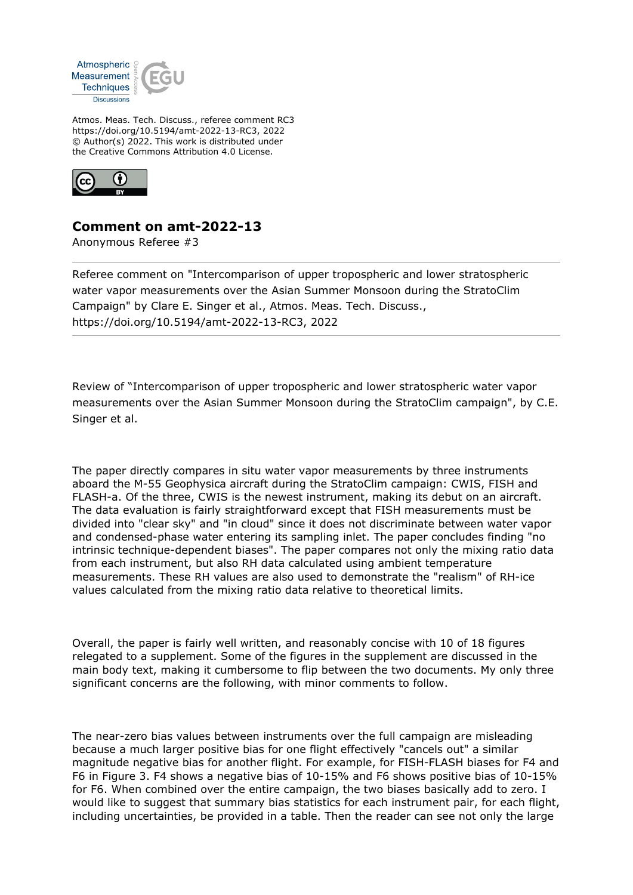Atmos. Meas. Tech. Discuss., referee comment RC3
https://doi.org/10.5194/amt-2022-13-RC3, 2022
© Author(s) 2022. This work is distributed under
the Creative Commons Attribution 4.0 License.

## Comment on amt-2022-13

Anonymous Referee #3

---

Referee comment on "Intercomparison of upper tropospheric and lower stratospheric water vapor measurements over the Asian Summer Monsoon during the StratoClim Campaign" by Clare E. Singer et al., Atmos. Meas. Tech. Discuss., https://doi.org/10.5194/amt-2022-13-RC3, 2022

---

Review of "Intercomparison of upper tropospheric and lower stratospheric water vapor measurements over the Asian Summer Monsoon during the StratoClim campaign", by C.E. Singer et al.

The paper directly compares in situ water vapor measurements by three instruments aboard the M-55 Geophysica aircraft during the StratoClim campaign: CWIS, FISH and FLASH-a. Of the three, CWIS is the newest instrument, making its debut on an aircraft. The data evaluation is fairly straightforward except that FISH measurements must be divided into "clear sky" and "in cloud" since it does not discriminate between water vapor and condensed-phase water entering its sampling inlet. The paper concludes finding "no intrinsic technique-dependent biases". The paper compares not only the mixing ratio data from each instrument, but also RH data calculated using ambient temperature measurements. These RH values are also used to demonstrate the "realism" of RH-ice values calculated from the mixing ratio data relative to theoretical limits.

Overall, the paper is fairly well written, and reasonably concise with 10 of 18 figures relegated to a supplement. Some of the figures in the supplement are discussed in the main body text, making it cumbersome to flip between the two documents. My only three significant concerns are the following, with minor comments to follow.

The near-zero bias values between instruments over the full campaign are misleading because a much larger positive bias for one flight effectively "cancels out" a similar magnitude negative bias for another flight. For example, for FISH-FLASH biases for F4 and F6 in Figure 3. F4 shows a negative bias of 10-15% and F6 shows positive bias of 10-15% for F6. When combined over the entire campaign, the two biases basically add to zero. I would like to suggest that summary bias statistics for each instrument pair, for each flight, including uncertainties, be provided in a table. Then the reader can see not only the large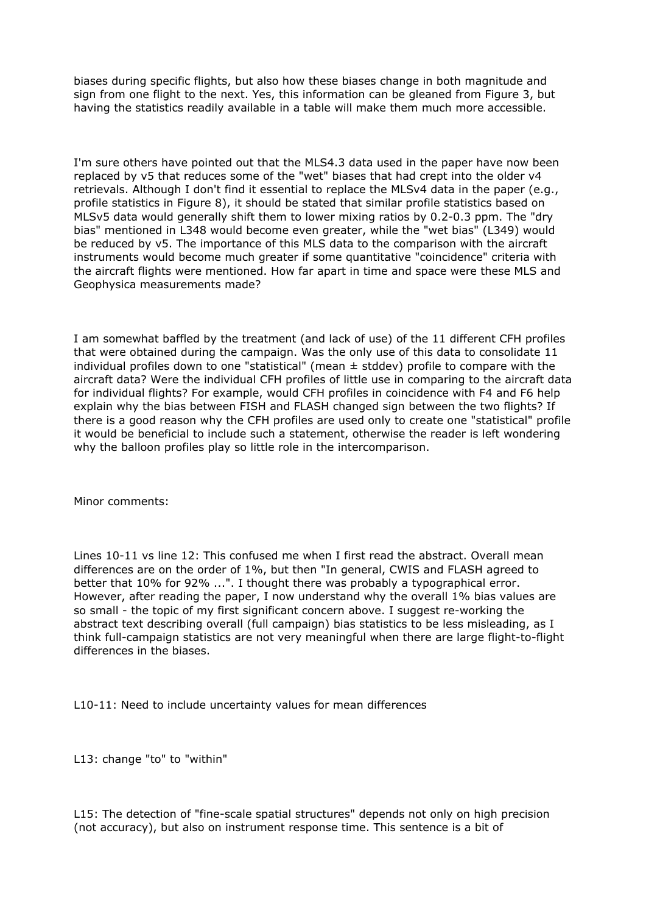biases during specific flights, but also how these biases change in both magnitude and sign from one flight to the next. Yes, this information can be gleaned from Figure 3, but having the statistics readily available in a table will make them much more accessible.

I'm sure others have pointed out that the MLS4.3 data used in the paper have now been replaced by v5 that reduces some of the "wet" biases that had crept into the older v4 retrievals. Although I don't find it essential to replace the MLSv4 data in the paper (e.g., profile statistics in Figure 8), it should be stated that similar profile statistics based on MLSv5 data would generally shift them to lower mixing ratios by 0.2-0.3 ppm. The "dry bias" mentioned in L348 would become even greater, while the "wet bias" (L349) would be reduced by v5. The importance of this MLS data to the comparison with the aircraft instruments would become much greater if some quantitative "coincidence" criteria with the aircraft flights were mentioned. How far apart in time and space were these MLS and Geophysica measurements made?

I am somewhat baffled by the treatment (and lack of use) of the 11 different CFH profiles that were obtained during the campaign. Was the only use of this data to consolidate 11 individual profiles down to one "statistical" (mean ± stddev) profile to compare with the aircraft data? Were the individual CFH profiles of little use in comparing to the aircraft data for individual flights? For example, would CFH profiles in coincidence with F4 and F6 help explain why the bias between FISH and FLASH changed sign between the two flights? If there is a good reason why the CFH profiles are used only to create one "statistical" profile it would be beneficial to include such a statement, otherwise the reader is left wondering why the balloon profiles play so little role in the intercomparison.

Minor comments:

Lines 10-11 vs line 12: This confused me when I first read the abstract. Overall mean differences are on the order of 1%, but then "In general, CWIS and FLASH agreed to better that 10% for 92% ...". I thought there was probably a typographical error. However, after reading the paper, I now understand why the overall 1% bias values are so small - the topic of my first significant concern above. I suggest re-working the abstract text describing overall (full campaign) bias statistics to be less misleading, as I think full-campaign statistics are not very meaningful when there are large flight-to-flight differences in the biases.

L10-11: Need to include uncertainty values for mean differences

L13: change "to" to "within"

L15: The detection of "fine-scale spatial structures" depends not only on high precision (not accuracy), but also on instrument response time. This sentence is a bit of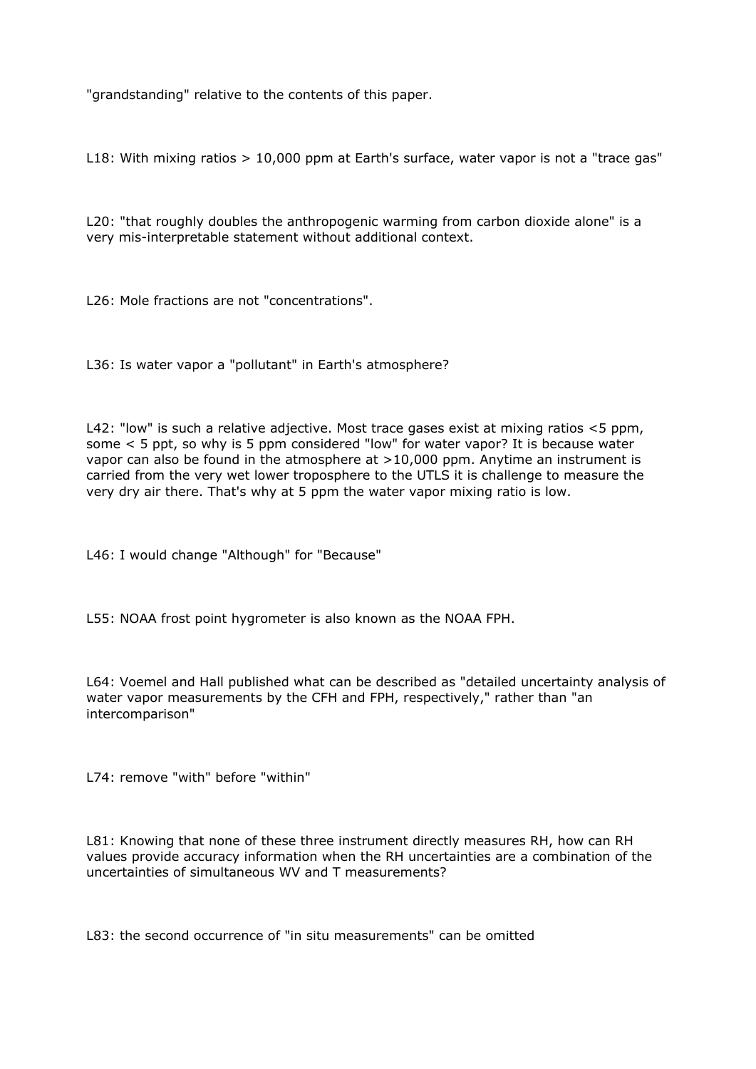"grandstanding" relative to the contents of this paper.

L18: With mixing ratios > 10,000 ppm at Earth's surface, water vapor is not a "trace gas"

L20: "that roughly doubles the anthropogenic warming from carbon dioxide alone" is a very mis-interpretable statement without additional context.

L26: Mole fractions are not "concentrations".

L36: Is water vapor a "pollutant" in Earth's atmosphere?

L42: "low" is such a relative adjective. Most trace gases exist at mixing ratios <5 ppm, some < 5 ppt, so why is 5 ppm considered "low" for water vapor? It is because water vapor can also be found in the atmosphere at >10,000 ppm. Anytime an instrument is carried from the very wet lower troposphere to the UTLS it is challenge to measure the very dry air there. That's why at 5 ppm the water vapor mixing ratio is low.

L46: I would change "Although" for "Because"

L55: NOAA frost point hygrometer is also known as the NOAA FPH.

L64: Voemel and Hall published what can be described as "detailed uncertainty analysis of water vapor measurements by the CFH and FPH, respectively," rather than "an intercomparison"

L74: remove "with" before "within"

L81: Knowing that none of these three instrument directly measures RH, how can RH values provide accuracy information when the RH uncertainties are a combination of the uncertainties of simultaneous WV and T measurements?

L83: the second occurrence of "in situ measurements" can be omitted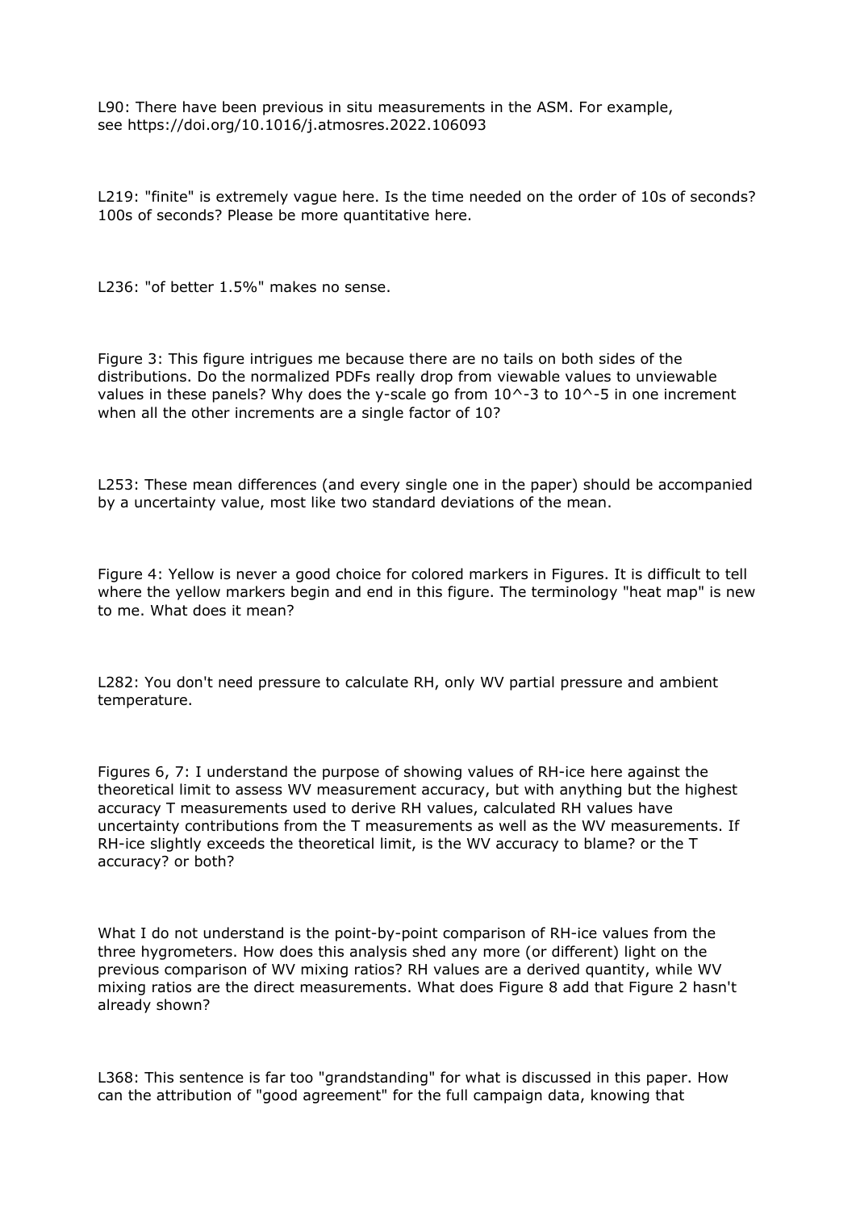L90: There have been previous in situ measurements in the ASM. For example, see https://doi.org/10.1016/j.atmosres.2022.106093

L219: "finite" is extremely vague here. Is the time needed on the order of 10s of seconds? 100s of seconds? Please be more quantitative here.

L236: "of better 1.5%" makes no sense.

Figure 3: This figure intrigues me because there are no tails on both sides of the distributions. Do the normalized PDFs really drop from viewable values to unviewable values in these panels? Why does the y-scale go from $10^{-3}$ to $10^{-5}$ in one increment when all the other increments are a single factor of 10?

L253: These mean differences (and every single one in the paper) should be accompanied by a uncertainty value, most like two standard deviations of the mean.

Figure 4: Yellow is never a good choice for colored markers in Figures. It is difficult to tell where the yellow markers begin and end in this figure. The terminology "heat map" is new to me. What does it mean?

L282: You don't need pressure to calculate RH, only WV partial pressure and ambient temperature.

Figures 6, 7: I understand the purpose of showing values of RH-ice here against the theoretical limit to assess WV measurement accuracy, but with anything but the highest accuracy T measurements used to derive RH values, calculated RH values have uncertainty contributions from the T measurements as well as the WV measurements. If RH-ice slightly exceeds the theoretical limit, is the WV accuracy to blame? or the T accuracy? or both?

What I do not understand is the point-by-point comparison of RH-ice values from the three hygrometers. How does this analysis shed any more (or different) light on the previous comparison of WV mixing ratios? RH values are a derived quantity, while WV mixing ratios are the direct measurements. What does Figure 8 add that Figure 2 hasn't already shown?

L368: This sentence is far too "grandstanding" for what is discussed in this paper. How can the attribution of "good agreement" for the full campaign data, knowing that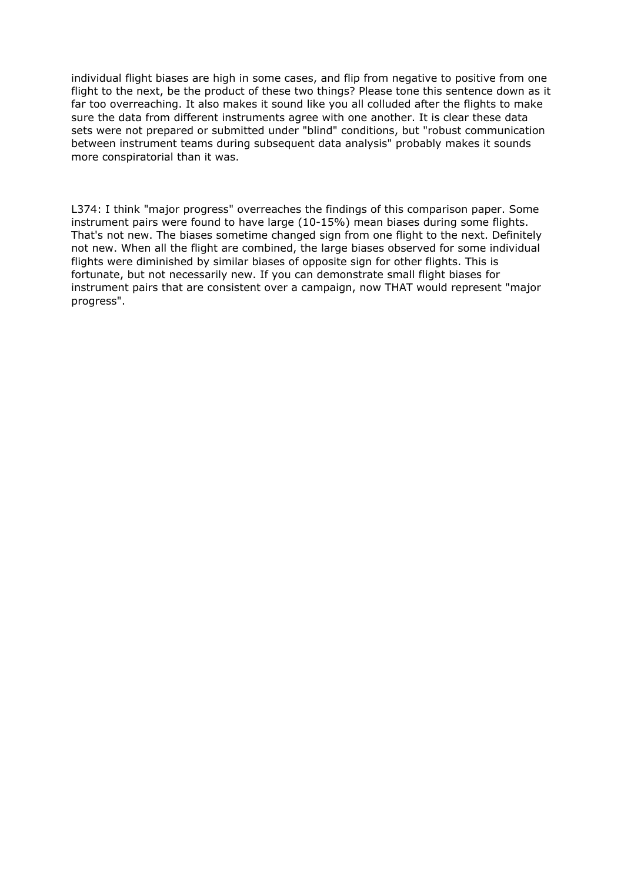individual flight biases are high in some cases, and flip from negative to positive from one flight to the next, be the product of these two things? Please tone this sentence down as it far too overreaching. It also makes it sound like you all colluded after the flights to make sure the data from different instruments agree with one another. It is clear these data sets were not prepared or submitted under "blind" conditions, but "robust communication between instrument teams during subsequent data analysis" probably makes it sounds more conspiratorial than it was.

L374: I think "major progress" overreaches the findings of this comparison paper. Some instrument pairs were found to have large (10-15%) mean biases during some flights. That's not new. The biases sometime changed sign from one flight to the next. Definitely not new. When all the flight are combined, the large biases observed for some individual flights were diminished by similar biases of opposite sign for other flights. This is fortunate, but not necessarily new. If you can demonstrate small flight biases for instrument pairs that are consistent over a campaign, now THAT would represent "major progress".